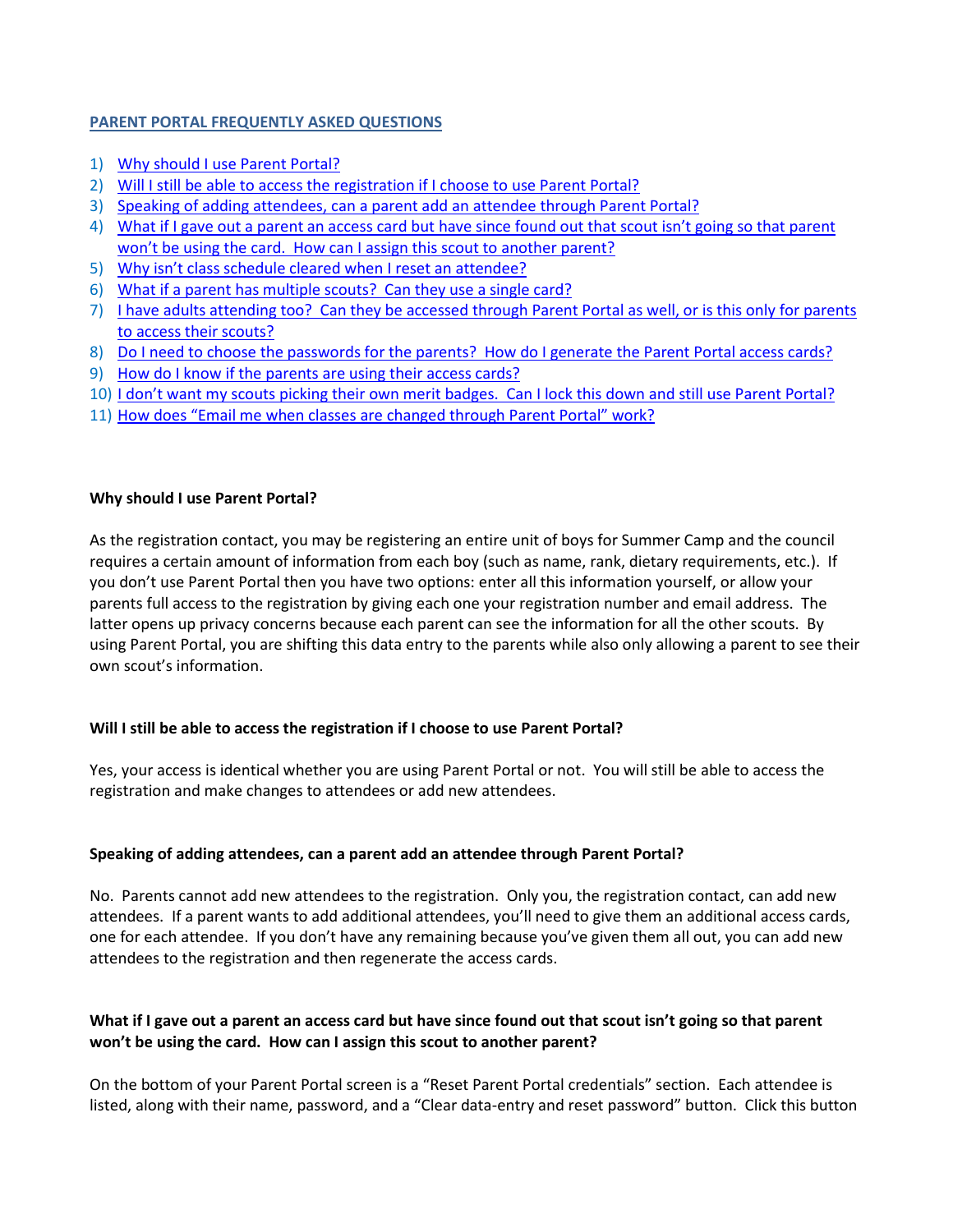## PARENT PORTAL FREQUENTLY ASKED QUESTIONS

1) Why should I use Parent Portal?
2) Will I still be able to access the registration if I choose to use Parent Portal?
3) Speaking of adding attendees, can a parent add an attendee through Parent Portal?
4) What if I gave out a parent an access card but have since found out that scout isn't going so that parent won't be using the card. How can I assign this scout to another parent?
5) Why isn't class schedule cleared when I reset an attendee?
6) What if a parent has multiple scouts? Can they use a single card?
7) I have adults attending too? Can they be accessed through Parent Portal as well, or is this only for parents to access their scouts?
8) Do I need to choose the passwords for the parents? How do I generate the Parent Portal access cards?
9) How do I know if the parents are using their access cards?
10) I don't want my scouts picking their own merit badges. Can I lock this down and still use Parent Portal?
11) How does "Email me when classes are changed through Parent Portal" work?

**Why should I use Parent Portal?**

As the registration contact, you may be registering an entire unit of boys for Summer Camp and the council requires a certain amount of information from each boy (such as name, rank, dietary requirements, etc.). If you don't use Parent Portal then you have two options: enter all this information yourself, or allow your parents full access to the registration by giving each one your registration number and email address. The latter opens up privacy concerns because each parent can see the information for all the other scouts. By using Parent Portal, you are shifting this data entry to the parents while also only allowing a parent to see their own scout's information.

**Will I still be able to access the registration if I choose to use Parent Portal?**

Yes, your access is identical whether you are using Parent Portal or not. You will still be able to access the registration and make changes to attendees or add new attendees.

**Speaking of adding attendees, can a parent add an attendee through Parent Portal?**

No. Parents cannot add new attendees to the registration. Only you, the registration contact, can add new attendees. If a parent wants to add additional attendees, you'll need to give them an additional access cards, one for each attendee. If you don't have any remaining because you've given them all out, you can add new attendees to the registration and then regenerate the access cards.

**What if I gave out a parent an access card but have since found out that scout isn't going so that parent won't be using the card. How can I assign this scout to another parent?**

On the bottom of your Parent Portal screen is a "Reset Parent Portal credentials" section. Each attendee is listed, along with their name, password, and a "Clear data-entry and reset password" button. Click this button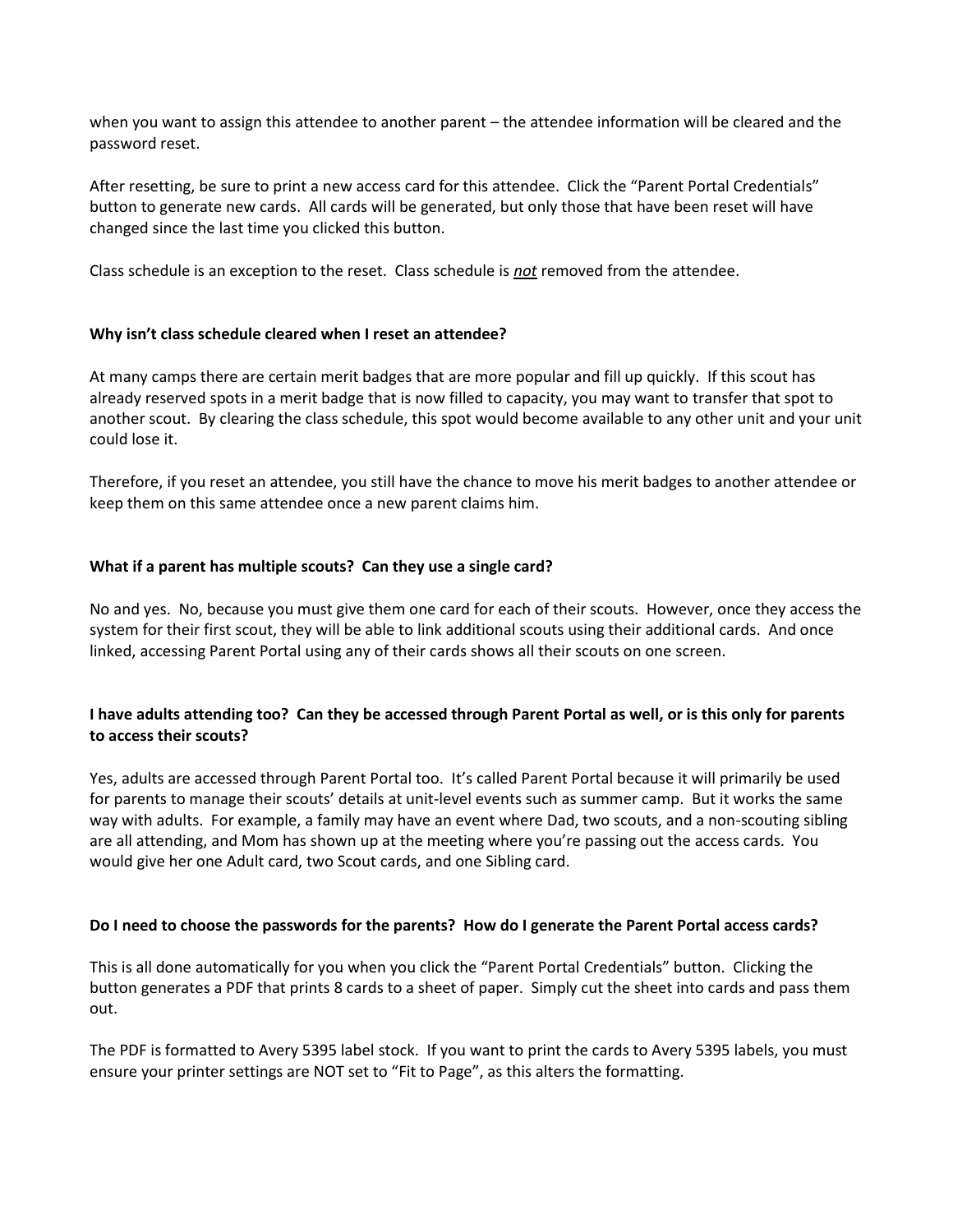when you want to assign this attendee to another parent – the attendee information will be cleared and the password reset.

After resetting, be sure to print a new access card for this attendee. Click the "Parent Portal Credentials" button to generate new cards. All cards will be generated, but only those that have been reset will have changed since the last time you clicked this button.

Class schedule is an exception to the reset. Class schedule is ***not*** removed from the attendee.

**Why isn't class schedule cleared when I reset an attendee?**

At many camps there are certain merit badges that are more popular and fill up quickly. If this scout has already reserved spots in a merit badge that is now filled to capacity, you may want to transfer that spot to another scout. By clearing the class schedule, this spot would become available to any other unit and your unit could lose it.

Therefore, if you reset an attendee, you still have the chance to move his merit badges to another attendee or keep them on this same attendee once a new parent claims him.

**What if a parent has multiple scouts? Can they use a single card?**

No and yes. No, because you must give them one card for each of their scouts. However, once they access the system for their first scout, they will be able to link additional scouts using their additional cards. And once linked, accessing Parent Portal using any of their cards shows all their scouts on one screen.

**I have adults attending too? Can they be accessed through Parent Portal as well, or is this only for parents to access their scouts?**

Yes, adults are accessed through Parent Portal too. It's called Parent Portal because it will primarily be used for parents to manage their scouts' details at unit-level events such as summer camp. But it works the same way with adults. For example, a family may have an event where Dad, two scouts, and a non-scouting sibling are all attending, and Mom has shown up at the meeting where you're passing out the access cards. You would give her one Adult card, two Scout cards, and one Sibling card.

**Do I need to choose the passwords for the parents? How do I generate the Parent Portal access cards?**

This is all done automatically for you when you click the "Parent Portal Credentials" button. Clicking the button generates a PDF that prints 8 cards to a sheet of paper. Simply cut the sheet into cards and pass them out.

The PDF is formatted to Avery 5395 label stock. If you want to print the cards to Avery 5395 labels, you must ensure your printer settings are NOT set to "Fit to Page", as this alters the formatting.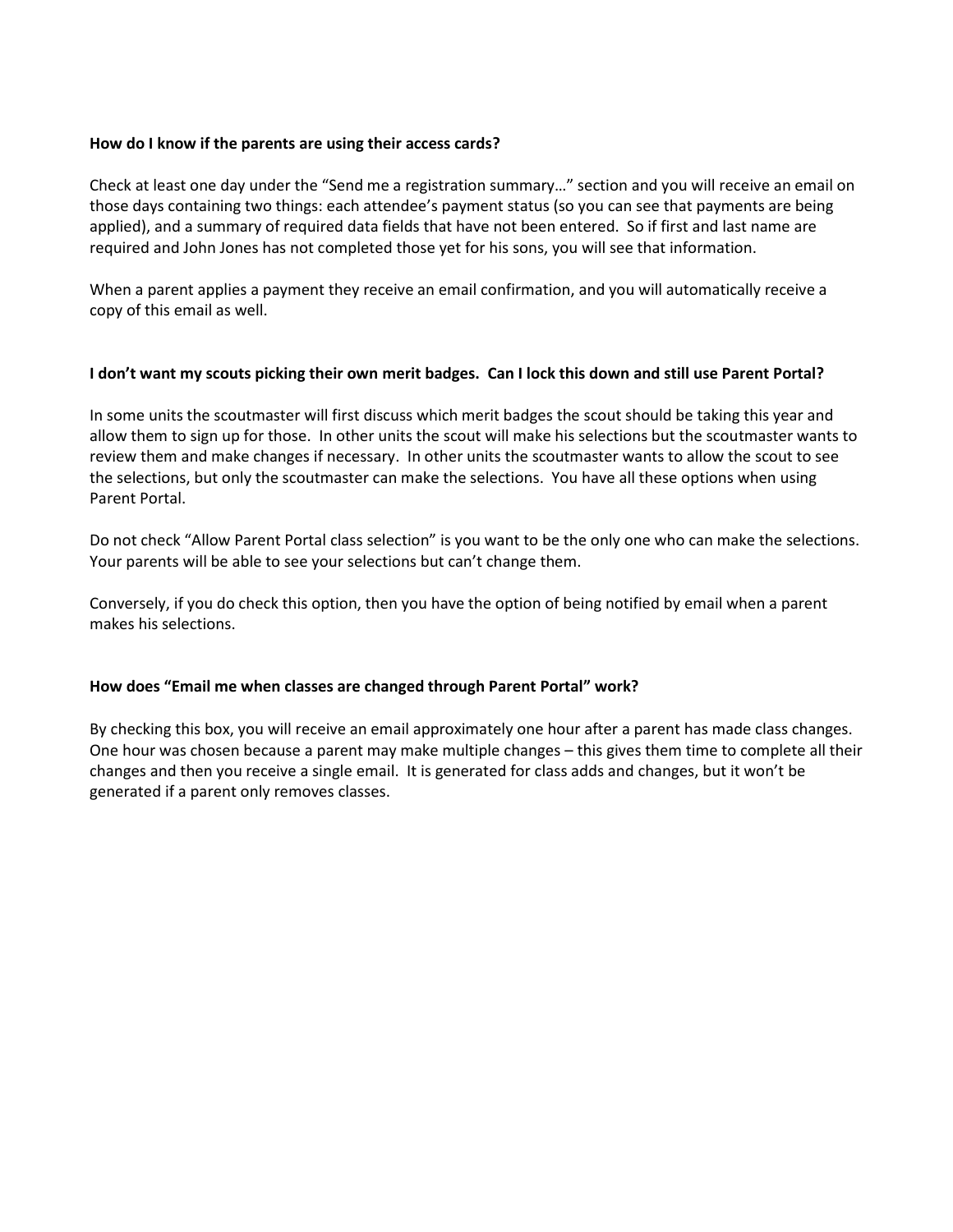**How do I know if the parents are using their access cards?**

Check at least one day under the "Send me a registration summary…" section and you will receive an email on those days containing two things: each attendee's payment status (so you can see that payments are being applied), and a summary of required data fields that have not been entered. So if first and last name are required and John Jones has not completed those yet for his sons, you will see that information.

When a parent applies a payment they receive an email confirmation, and you will automatically receive a copy of this email as well.

**I don't want my scouts picking their own merit badges. Can I lock this down and still use Parent Portal?**

In some units the scoutmaster will first discuss which merit badges the scout should be taking this year and allow them to sign up for those. In other units the scout will make his selections but the scoutmaster wants to review them and make changes if necessary. In other units the scoutmaster wants to allow the scout to see the selections, but only the scoutmaster can make the selections. You have all these options when using Parent Portal.

Do not check "Allow Parent Portal class selection" is you want to be the only one who can make the selections. Your parents will be able to see your selections but can't change them.

Conversely, if you do check this option, then you have the option of being notified by email when a parent makes his selections.

**How does "Email me when classes are changed through Parent Portal" work?**

By checking this box, you will receive an email approximately one hour after a parent has made class changes. One hour was chosen because a parent may make multiple changes – this gives them time to complete all their changes and then you receive a single email. It is generated for class adds and changes, but it won't be generated if a parent only removes classes.